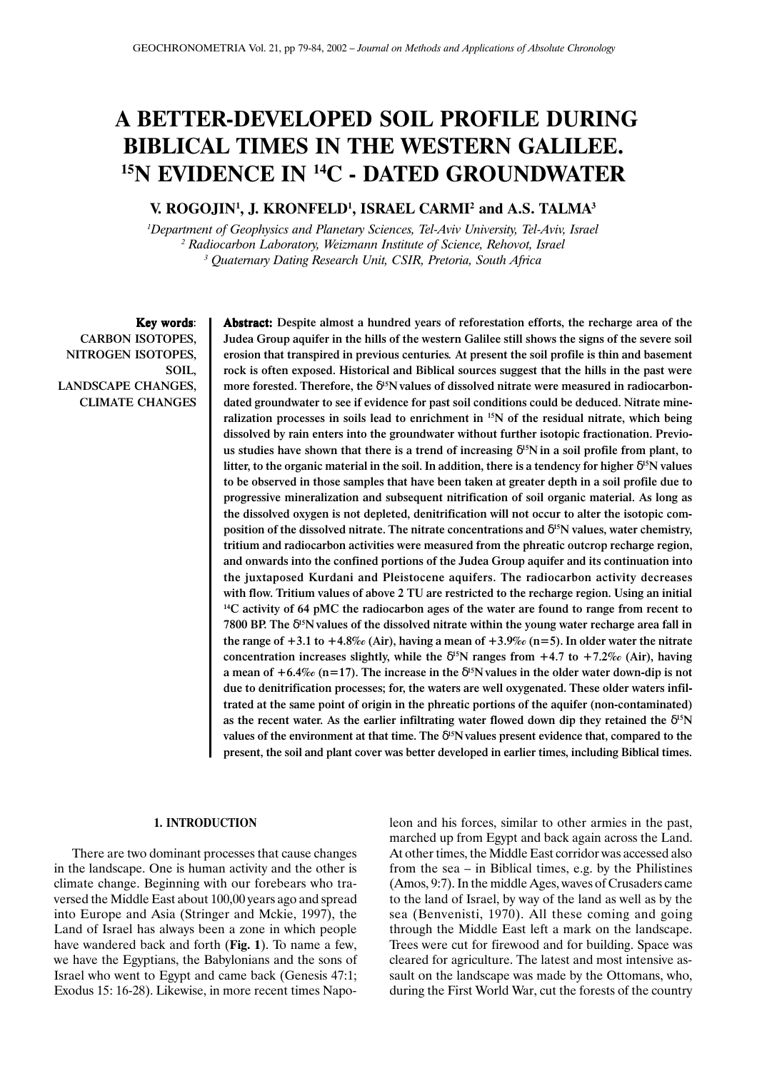# A BETTER-DEVELOPED SOIL PROFILE DURING BIBLICAL TIMES IN THE WESTERN GALILEE. $^{15}N$ EVIDENCE IN $^{14}C$ - DATED GROUNDWATER

**V. ROGOJIN[1], J. KRONFELD[1], ISRAEL CARMI[2] and A.S. TALMA[3]**

*[1]Department of Geophysics and Planetary Sciences, Tel-Aviv University, Tel-Aviv, Israel*
*[2] Radiocarbon Laboratory, Weizmann Institute of Science, Rehovot, Israel*
*[3] Quaternary Dating Research Unit, CSIR, Pretoria, South Africa*

**Key words:** CARBON ISOTOPES, NITROGEN ISOTOPES, SOIL, LANDSCAPE CHANGES, CLIMATE CHANGES

**Abstract: Despite almost a hundred years of reforestation efforts, the recharge area of the Judea Group aquifer in the hills of the western Galilee still shows the signs of the severe soil erosion that transpired in previous centuries. At present the soil profile is thin and basement rock is often exposed. Historical and Biblical sources suggest that the hills in the past were more forested. Therefore, the $\delta^{15}N$ values of dissolved nitrate were measured in radiocarbon-dated groundwater to see if evidence for past soil conditions could be deduced. Nitrate mineralization processes in soils lead to enrichment in $^{15}N$ of the residual nitrate, which being dissolved by rain enters into the groundwater without further isotopic fractionation. Previous studies have shown that there is a trend of increasing $\delta^{15}N$ in a soil profile from plant, to litter, to the organic material in the soil. In addition, there is a tendency for higher $\delta^{15}N$ values to be observed in those samples that have been taken at greater depth in a soil profile due to progressive mineralization and subsequent nitrification of soil organic material. As long as the dissolved oxygen is not depleted, denitrification will not occur to alter the isotopic composition of the dissolved nitrate. The nitrate concentrations and $\delta^{15}N$ values, water chemistry, tritium and radiocarbon activities were measured from the phreatic outcrop recharge region, and onwards into the confined portions of the Judea Group aquifer and its continuation into the juxtaposed Kurdani and Pleistocene aquifers. The radiocarbon activity decreases with flow. Tritium values of above 2 TU are restricted to the recharge region. Using an initial $^{14}C$ activity of 64 pMC the radiocarbon ages of the water are found to range from recent to 7800 BP. The $\delta^{15}N$ values of the dissolved nitrate within the young water recharge area fall in the range of +3.1 to +4.8‰ (Air), having a mean of +3.9‰ (n=5). In older water the nitrate concentration increases slightly, while the $\delta^{15}N$ ranges from +4.7 to +7.2‰ (Air), having a mean of +6.4‰ (n=17). The increase in the $\delta^{15}N$ values in the older water down-dip is not due to denitrification processes; for, the waters are well oxygenated. These older waters infiltrated at the same point of origin in the phreatic portions of the aquifer (non-contaminated) as the recent water. As the earlier infiltrating water flowed down dip they retained the $\delta^{15}N$ values of the environment at that time. The $\delta^{15}N$ values present evidence that, compared to the present, the soil and plant cover was better developed in earlier times, including Biblical times.**

## 1. INTRODUCTION

There are two dominant processes that cause changes in the landscape. One is human activity and the other is climate change. Beginning with our forebears who traversed the Middle East about 100,00 years ago and spread into Europe and Asia (Stringer and Mckie, 1997), the Land of Israel has always been a zone in which people have wandered back and forth (**Fig. 1**). To name a few, we have the Egyptians, the Babylonians and the sons of Israel who went to Egypt and came back (Genesis 47:1; Exodus 15: 16-28). Likewise, in more recent times Napoleon and his forces, similar to other armies in the past, marched up from Egypt and back again across the Land. At other times, the Middle East corridor was accessed also from the sea – in Biblical times, e.g. by the Philistines (Amos, 9:7). In the middle Ages, waves of Crusaders came to the land of Israel, by way of the land as well as by the sea (Benvenisti, 1970). All these coming and going through the Middle East left a mark on the landscape. Trees were cut for firewood and for building. Space was cleared for agriculture. The latest and most intensive assault on the landscape was made by the Ottomans, who, during the First World War, cut the forests of the country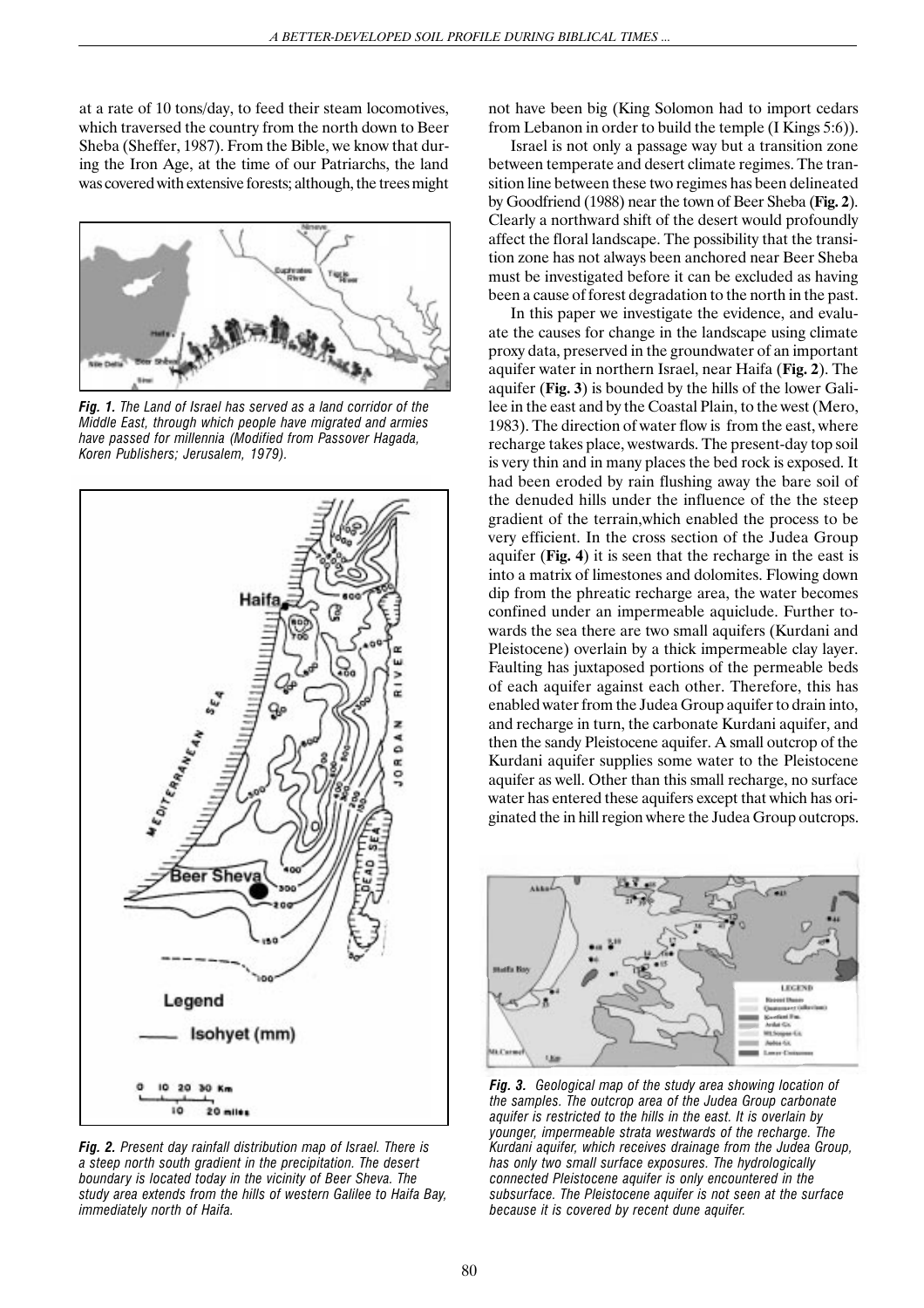at a rate of 10 tons/day, to feed their steam locomotives, which traversed the country from the north down to Beer Sheba (Sheffer, 1987). From the Bible, we know that during the Iron Age, at the time of our Patriarchs, the land was covered with extensive forests; although, the trees might not have been big (King Solomon had to import cedars from Lebanon in order to build the temple (I Kings 5:6)).

*Fig. 1. The Land of Israel has served as a land corridor of the Middle East, through which people have migrated and armies have passed for millennia (Modified from Passover Hagada, Koren Publishers; Jerusalem, 1979).*

*Fig. 2. Present day rainfall distribution map of Israel. There is a steep north south gradient in the precipitation. The desert boundary is located today in the vicinity of Beer Sheva. The study area extends from the hills of western Galilee to Haifa Bay, immediately north of Haifa.*

Israel is not only a passage way but a transition zone between temperate and desert climate regimes. The transition line between these two regimes has been delineated by Goodfriend (1988) near the town of Beer Sheba (**Fig. 2**). Clearly a northward shift of the desert would profoundly affect the floral landscape. The possibility that the transition zone has not always been anchored near Beer Sheba must be investigated before it can be excluded as having been a cause of forest degradation to the north in the past.

In this paper we investigate the evidence, and evaluate the causes for change in the landscape using climate proxy data, preserved in the groundwater of an important aquifer water in northern Israel, near Haifa (**Fig. 2**). The aquifer (**Fig. 3**) is bounded by the hills of the lower Galilee in the east and by the Coastal Plain, to the west (Mero, 1983). The direction of water flow is from the east, where recharge takes place, westwards. The present-day top soil is very thin and in many places the bed rock is exposed. It had been eroded by rain flushing away the bare soil of the denuded hills under the influence of the the steep gradient of the terrain,which enabled the process to be very efficient. In the cross section of the Judea Group aquifer (**Fig. 4**) it is seen that the recharge in the east is into a matrix of limestones and dolomites. Flowing down dip from the phreatic recharge area, the water becomes confined under an impermeable aquiclude. Further towards the sea there are two small aquifers (Kurdani and Pleistocene) overlain by a thick impermeable clay layer. Faulting has juxtaposed portions of the permeable beds of each aquifer against each other. Therefore, this has enabled water from the Judea Group aquifer to drain into, and recharge in turn, the carbonate Kurdani aquifer, and then the sandy Pleistocene aquifer. A small outcrop of the Kurdani aquifer supplies some water to the Pleistocene aquifer as well. Other than this small recharge, no surface water has entered these aquifers except that which has originated the in hill region where the Judea Group outcrops.

*Fig. 3. Geological map of the study area showing location of the samples. The outcrop area of the Judea Group carbonate aquifer is restricted to the hills in the east. It is overlain by younger, impermeable strata westwards of the recharge. The Kurdani aquifer, which receives drainage from the Judea Group, has only two small surface exposures. The hydrologically connected Pleistocene aquifer is only encountered in the subsurface. The Pleistocene aquifer is not seen at the surface because it is covered by recent dune aquifer.*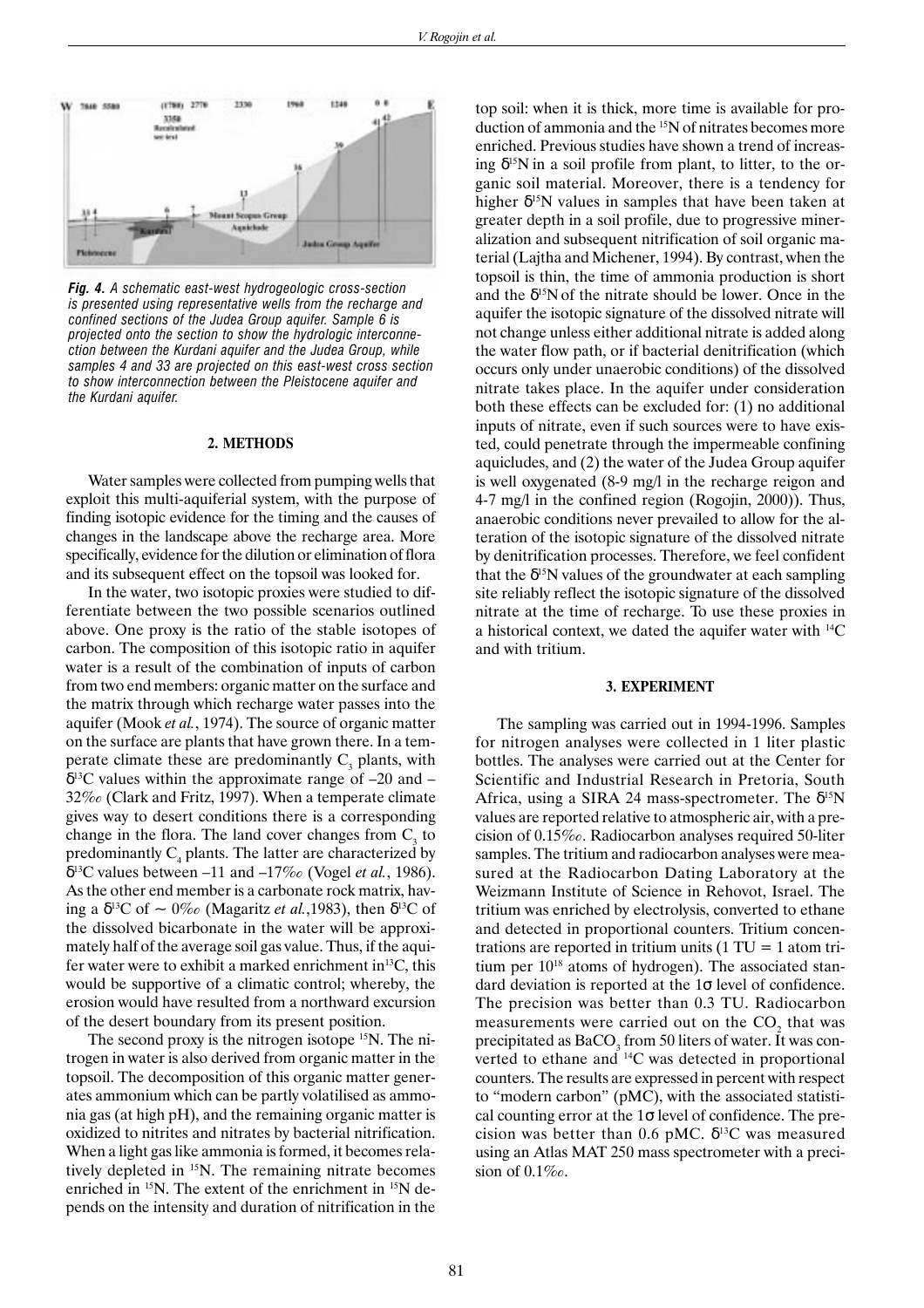W 7840 5580 (1780) 2770 2330 1960 1240 0 8 E

3358 Recalculated sec-test

33 4 6 13 16 39 41 42

Kurdani

Mount Scopus Group Aquiclude

Judea Group Aquifer

Pleistocene

*Fig. 4. A schematic east-west hydrogeologic cross-section is presented using representative wells from the recharge and confined sections of the Judea Group aquifer. Sample 6 is projected onto the section to show the hydrologic interconnection between the Kurdani aquifer and the Judea Group, while samples 4 and 33 are projected on this east-west cross section to show interconnection between the Pleistocene aquifer and the Kurdani aquifer.*

## 2. METHODS

Water samples were collected from pumping wells that exploit this multi-aquiferial system, with the purpose of finding isotopic evidence for the timing and the causes of changes in the landscape above the recharge area. More specifically, evidence for the dilution or elimination of flora and its subsequent effect on the topsoil was looked for.

In the water, two isotopic proxies were studied to differentiate between the two possible scenarios outlined above. One proxy is the ratio of the stable isotopes of carbon. The composition of this isotopic ratio in aquifer water is a result of the combination of inputs of carbon from two end members: organic matter on the surface and the matrix through which recharge water passes into the aquifer (Mook *et al.*, 1974). The source of organic matter on the surface are plants that have grown there. In a temperate climate these are predominantly $C_3$ plants, with $\delta^{13}C$ values within the approximate range of –20 and –32‰ (Clark and Fritz, 1997). When a temperate climate gives way to desert conditions there is a corresponding change in the flora. The land cover changes from $C_3$ to predominantly $C_4$ plants. The latter are characterized by $\delta^{13}C$ values between –11 and –17‰ (Vogel *et al.*, 1986). As the other end member is a carbonate rock matrix, having a $\delta^{13}C$ of ~ 0‰ (Magaritz *et al.*,1983), then $\delta^{13}C$ of the dissolved bicarbonate in the water will be approximately half of the average soil gas value. Thus, if the aquifer water were to exhibit a marked enrichment in $^{13}C$, this would be supportive of a climatic control; whereby, the erosion would have resulted from a northward excursion of the desert boundary from its present position.

The second proxy is the nitrogen isotope $^{15}N$. The nitrogen in water is also derived from organic matter in the topsoil. The decomposition of this organic matter generates ammonium which can be partly volatilised as ammonia gas (at high pH), and the remaining organic matter is oxidized to nitrites and nitrates by bacterial nitrification. When a light gas like ammonia is formed, it becomes relatively depleted in $^{15}N$. The remaining nitrate becomes enriched in $^{15}N$. The extent of the enrichment in $^{15}N$ depends on the intensity and duration of nitrification in the top soil: when it is thick, more time is available for production of ammonia and the $^{15}N$ of nitrates becomes more enriched. Previous studies have shown a trend of increasing $\delta^{15}N$ in a soil profile from plant, to litter, to the organic soil material. Moreover, there is a tendency for higher $\delta^{15}N$ values in samples that have been taken at greater depth in a soil profile, due to progressive mineralization and subsequent nitrification of soil organic material (Lajtha and Michener, 1994). By contrast, when the topsoil is thin, the time of ammonia production is short and the $\delta^{15}N$ of the nitrate should be lower. Once in the aquifer the isotopic signature of the dissolved nitrate will not change unless either additional nitrate is added along the water flow path, or if bacterial denitrification (which occurs only under unaerobic conditions) of the dissolved nitrate takes place. In the aquifer under consideration both these effects can be excluded for: (1) no additional inputs of nitrate, even if such sources were to have existed, could penetrate through the impermeable confining aquicludes, and (2) the water of the Judea Group aquifer is well oxygenated (8-9 mg/l in the recharge reigon and 4-7 mg/l in the confined region (Rogojin, 2000)). Thus, anaerobic conditions never prevailed to allow for the alteration of the isotopic signature of the dissolved nitrate by denitrification processes. Therefore, we feel confident that the $\delta^{15}N$ values of the groundwater at each sampling site reliably reflect the isotopic signature of the dissolved nitrate at the time of recharge. To use these proxies in a historical context, we dated the aquifer water with $^{14}C$ and with tritium.

## 3. EXPERIMENT

The sampling was carried out in 1994-1996. Samples for nitrogen analyses were collected in 1 liter plastic bottles. The analyses were carried out at the Center for Scientific and Industrial Research in Pretoria, South Africa, using a SIRA 24 mass-spectrometer. The $\delta^{15}N$ values are reported relative to atmospheric air, with a precision of 0.15‰. Radiocarbon analyses required 50-liter samples. The tritium and radiocarbon analyses were measured at the Radiocarbon Dating Laboratory at the Weizmann Institute of Science in Rehovot, Israel. The tritium was enriched by electrolysis, converted to ethane and detected in proportional counters. Tritium concentrations are reported in tritium units (1 TU = 1 atom tritium per $10^{18}$ atoms of hydrogen). The associated standard deviation is reported at the $1\sigma$ level of confidence. The precision was better than 0.3 TU. Radiocarbon measurements were carried out on the $CO_2$ that was precipitated as $BaCO_3$ from 50 liters of water. It was converted to ethane and $^{14}C$ was detected in proportional counters. The results are expressed in percent with respect to "modern carbon" (pMC), with the associated statistical counting error at the $1\sigma$ level of confidence. The precision was better than 0.6 pMC. $\delta^{13}C$ was measured using an Atlas MAT 250 mass spectrometer with a precision of 0.1‰.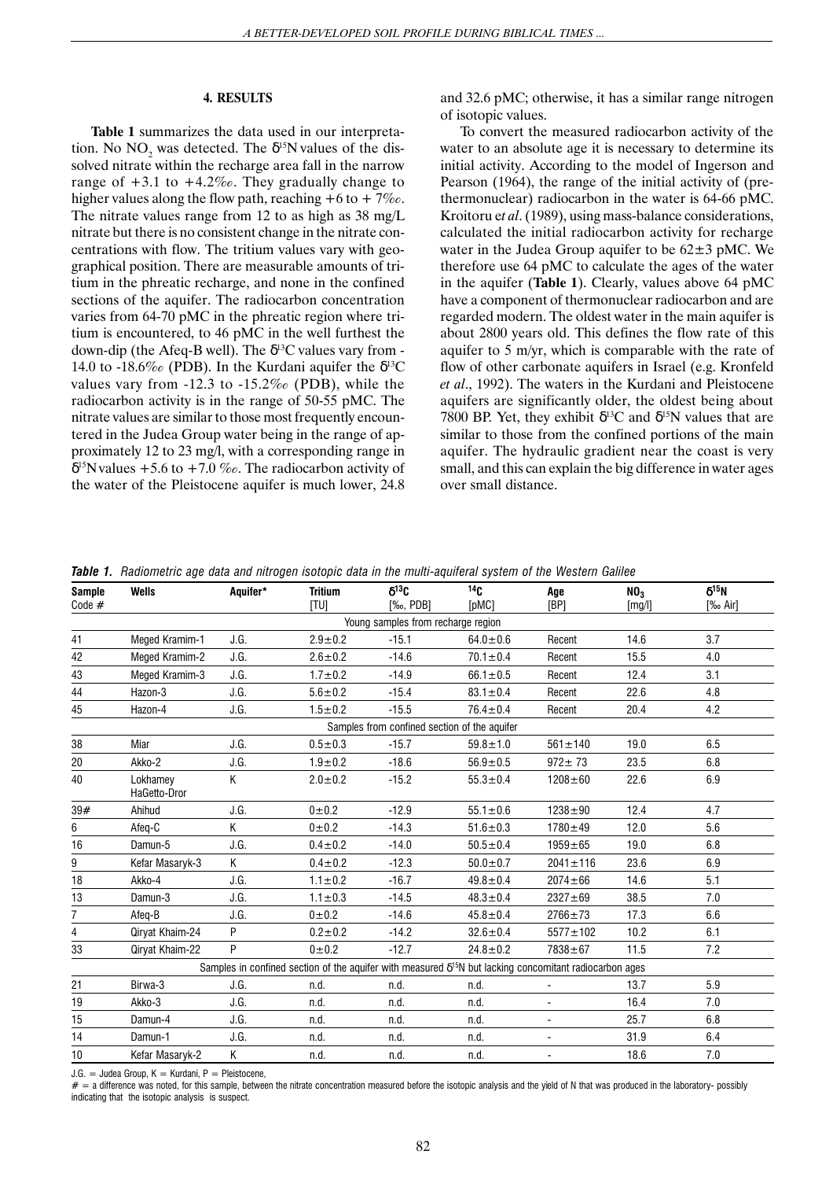## 4. RESULTS

**Table 1** summarizes the data used in our interpretation. No $NO_2$ was detected. The $\delta^{15}N$ values of the dissolved nitrate within the recharge area fall in the narrow range of +3.1 to +4.2‰. They gradually change to higher values along the flow path, reaching +6 to + 7‰. The nitrate values range from 12 to as high as 38 mg/L nitrate but there is no consistent change in the nitrate concentrations with flow. The tritium values vary with geographical position. There are measurable amounts of tritium in the phreatic recharge, and none in the confined sections of the aquifer. The radiocarbon concentration varies from 64-70 pMC in the phreatic region where tritium is encountered, to 46 pMC in the well furthest the down-dip (the Afeq-B well). The $\delta^{13}C$ values vary from -14.0 to -18.6‰ (PDB). In the Kurdani aquifer the $\delta^{13}C$ values vary from -12.3 to -15.2‰ (PDB), while the radiocarbon activity is in the range of 50-55 pMC. The nitrate values are similar to those most frequently encountered in the Judea Group water being in the range of approximately 12 to 23 mg/l, with a corresponding range in $\delta^{15}N$ values +5.6 to +7.0 ‰. The radiocarbon activity of the water of the Pleistocene aquifer is much lower, 24.8 and 32.6 pMC; otherwise, it has a similar range nitrogen of isotopic values.

To convert the measured radiocarbon activity of the water to an absolute age it is necessary to determine its initial activity. According to the model of Ingerson and Pearson (1964), the range of the initial activity of (pre-thermonuclear) radiocarbon in the water is 64-66 pMC. Kroitoru e*t al*. (1989), using mass-balance considerations, calculated the initial radiocarbon activity for recharge water in the Judea Group aquifer to be 62±3 pMC. We therefore use 64 pMC to calculate the ages of the water in the aquifer (**Table 1**). Clearly, values above 64 pMC have a component of thermonuclear radiocarbon and are regarded modern. The oldest water in the main aquifer is about 2800 years old. This defines the flow rate of this aquifer to 5 m/yr, which is comparable with the rate of flow of other carbonate aquifers in Israel (e.g. Kronfeld *et al*., 1992). The waters in the Kurdani and Pleistocene aquifers are significantly older, the oldest being about 7800 BP. Yet, they exhibit $\delta^{13}C$ and $\delta^{15}N$ values that are similar to those from the confined portions of the main aquifer. The hydraulic gradient near the coast is very small, and this can explain the big difference in water ages over small distance.

***Table 1.*** *Radiometric age data and nitrogen isotopic data in the multi-aquiferal system of the Western Galilee*

| Sample Code # | Wells | Aquifer* | Tritium [TU] | $\delta^{13}C$ [‰, PDB] | $^{14}C$ [pMC] | Age [BP] | $NO_3$ [mg/l] | $\delta^{15}N$ [‰ Air] |
|---|---|---|---|---|---|---|---|---|
| Young samples from recharge region | | | | | | | | |
| 41 | Meged Kramim-1 | J.G. | 2.9±0.2 | -15.1 | 64.0±0.6 | Recent | 14.6 | 3.7 |
| 42 | Meged Kramim-2 | J.G. | 2.6±0.2 | -14.6 | 70.1±0.4 | Recent | 15.5 | 4.0 |
| 43 | Meged Kramim-3 | J.G. | 1.7±0.2 | -14.9 | 66.1±0.5 | Recent | 12.4 | 3.1 |
| 44 | Hazon-3 | J.G. | 5.6±0.2 | -15.4 | 83.1±0.4 | Recent | 22.6 | 4.8 |
| 45 | Hazon-4 | J.G. | 1.5±0.2 | -15.5 | 76.4±0.4 | Recent | 20.4 | 4.2 |
| Samples from confined section of the aquifer | | | | | | | | |
| 38 | Miar | J.G. | 0.5±0.3 | -15.7 | 59.8±1.0 | 561±140 | 19.0 | 6.5 |
| 20 | Akko-2 | J.G. | 1.9±0.2 | -18.6 | 56.9±0.5 | 972± 73 | 23.5 | 6.8 |
| 40 | Lokhamey HaGetto-Dror | K | 2.0±0.2 | -15.2 | 55.3±0.4 | 1208±60 | 22.6 | 6.9 |
| 39# | Ahihud | J.G. | 0±0.2 | -12.9 | 55.1±0.6 | 1238±90 | 12.4 | 4.7 |
| 6 | Afeq-C | K | 0±0.2 | -14.3 | 51.6±0.3 | 1780±49 | 12.0 | 5.6 |
| 16 | Damun-5 | J.G. | 0.4±0.2 | -14.0 | 50.5±0.4 | 1959±65 | 19.0 | 6.8 |
| 9 | Kefar Masaryk-3 | K | 0.4±0.2 | -12.3 | 50.0±0.7 | 2041±116 | 23.6 | 6.9 |
| 18 | Akko-4 | J.G. | 1.1±0.2 | -16.7 | 49.8±0.4 | 2074±66 | 14.6 | 5.1 |
| 13 | Damun-3 | J.G. | 1.1±0.3 | -14.5 | 48.3±0.4 | 2327±69 | 38.5 | 7.0 |
| 7 | Afeq-B | J.G. | 0±0.2 | -14.6 | 45.8±0.4 | 2766±73 | 17.3 | 6.6 |
| 4 | Qiryat Khaim-24 | P | 0.2±0.2 | -14.2 | 32.6±0.4 | 5577±102 | 10.2 | 6.1 |
| 33 | Qiryat Khaim-22 | P | 0±0.2 | -12.7 | 24.8±0.2 | 7838±67 | 11.5 | 7.2 |
| Samples in confined section of the aquifer with measured $\delta^{15}N$ but lacking concomitant radiocarbon ages | | | | | | | | |
| 21 | Birwa-3 | J.G. | n.d. | n.d. | n.d. | - | 13.7 | 5.9 |
| 19 | Akko-3 | J.G. | n.d. | n.d. | n.d. | - | 16.4 | 7.0 |
| 15 | Damun-4 | J.G. | n.d. | n.d. | n.d. | - | 25.7 | 6.8 |
| 14 | Damun-1 | J.G. | n.d. | n.d. | n.d. | - | 31.9 | 6.4 |
| 10 | Kefar Masaryk-2 | K | n.d. | n.d. | n.d. | - | 18.6 | 7.0 |

J.G. = Judea Group, K = Kurdani, P = Pleistocene,

# = a difference was noted, for this sample, between the nitrate concentration measured before the isotopic analysis and the yield of N that was produced in the laboratory- possibly indicating that the isotopic analysis is suspect.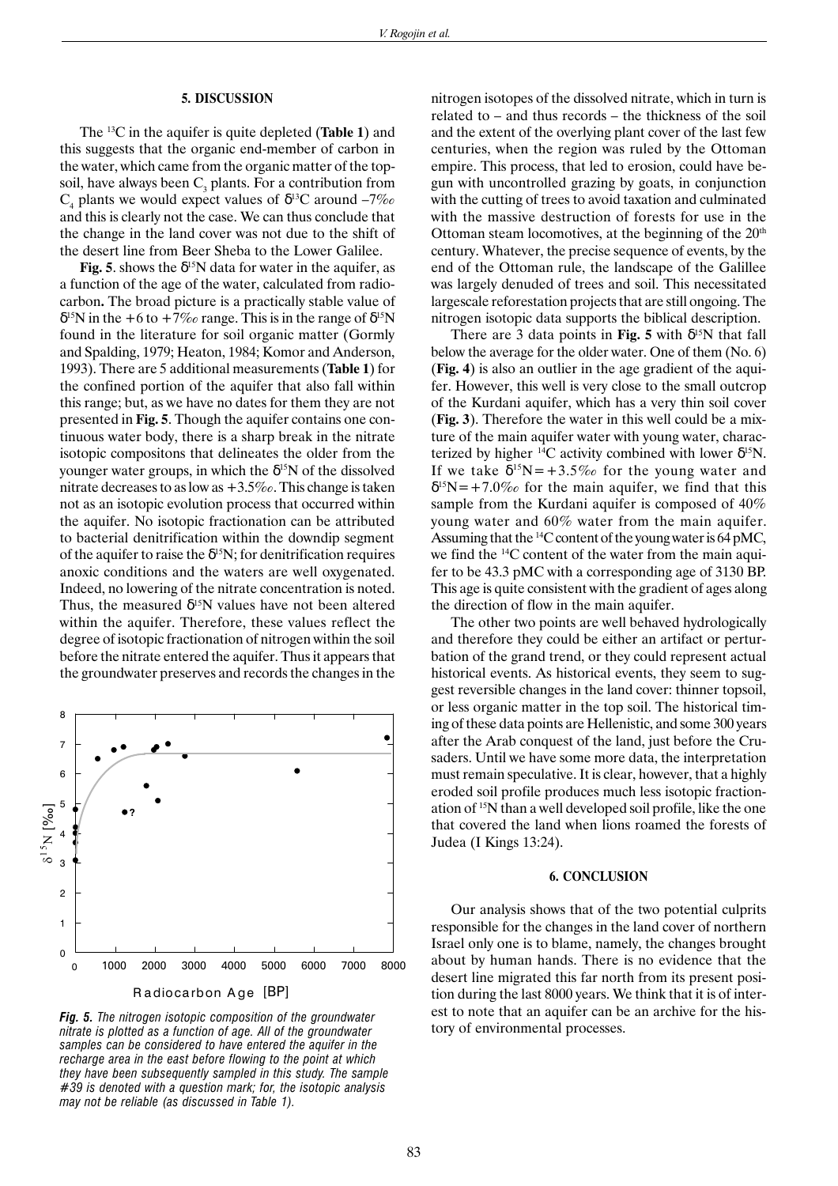## 5. DISCUSSION

The $^{13}C$ in the aquifer is quite depleted (**Table 1**) and this suggests that the organic end-member of carbon in the water, which came from the organic matter of the topsoil, have always been $C_3$ plants. For a contribution from $C_4$ plants we would expect values of $\delta^{13}C$ around –7‰ and this is clearly not the case. We can thus conclude that the change in the land cover was not due to the shift of the desert line from Beer Sheba to the Lower Galilee.

**Fig. 5**. shows the $\delta^{15}N$ data for water in the aquifer, as a function of the age of the water, calculated from radiocarbon**.** The broad picture is a practically stable value of $\delta^{15}N$ in the +6 to +7‰ range. This is in the range of $\delta^{15}N$ found in the literature for soil organic matter (Gormly and Spalding, 1979; Heaton, 1984; Komor and Anderson, 1993). There are 5 additional measurements (**Table 1**) for the confined portion of the aquifer that also fall within this range; but, as we have no dates for them they are not presented in **Fig. 5**. Though the aquifer contains one continuous water body, there is a sharp break in the nitrate isotopic compositons that delineates the older from the younger water groups, in which the $\delta^{15}N$ of the dissolved nitrate decreases to as low as +3.5‰. This change is taken not as an isotopic evolution process that occurred within the aquifer. No isotopic fractionation can be attributed to bacterial denitrification within the downdip segment of the aquifer to raise the $\delta^{15}N$; for denitrification requires anoxic conditions and the waters are well oxygenated. Indeed, no lowering of the nitrate concentration is noted. Thus, the measured $\delta^{15}N$ values have not been altered within the aquifer. Therefore, these values reflect the degree of isotopic fractionation of nitrogen within the soil before the nitrate entered the aquifer. Thus it appears that the groundwater preserves and records the changes in the nitrogen isotopes of the dissolved nitrate, which in turn is related to – and thus records – the thickness of the soil and the extent of the overlying plant cover of the last few centuries, when the region was ruled by the Ottoman empire. This process, that led to erosion, could have begun with uncontrolled grazing by goats, in conjunction with the cutting of trees to avoid taxation and culminated with the massive destruction of forests for use in the Ottoman steam locomotives, at the beginning of the 20th century. Whatever, the precise sequence of events, by the end of the Ottoman rule, the landscape of the Gallilee was largely denuded of trees and soil. This necessitated largescale reforestation projects that are still ongoing. The nitrogen isotopic data supports the biblical description.

δ15N [‰]

8
7
6
5
4
3
2
1
0

?

0 1000 2000 3000 4000 5000 6000 7000 8000

Radiocarbon Age [BP]

*Fig. 5. The nitrogen isotopic composition of the groundwater nitrate is plotted as a function of age. All of the groundwater samples can be considered to have entered the aquifer in the recharge area in the east before flowing to the point at which they have been subsequently sampled in this study. The sample #39 is denoted with a question mark; for, the isotopic analysis may not be reliable (as discussed in Table 1).*

There are 3 data points in **Fig. 5** with $\delta^{15}N$ that fall below the average for the older water. One of them (No. 6) (**Fig. 4**) is also an outlier in the age gradient of the aquifer. However, this well is very close to the small outcrop of the Kurdani aquifer, which has a very thin soil cover (**Fig. 3**). Therefore the water in this well could be a mixture of the main aquifer water with young water, characterized by higher $^{14}C$ activity combined with lower $\delta^{15}N$. If we take $\delta^{15}N = +3.5‰$ for the young water and $\delta^{15}N = +7.0‰$ for the main aquifer, we find that this sample from the Kurdani aquifer is composed of 40% young water and 60% water from the main aquifer. Assuming that the $^{14}C$ content of the young water is 64 pMC, we find the $^{14}C$ content of the water from the main aquifer to be 43.3 pMC with a corresponding age of 3130 BP. This age is quite consistent with the gradient of ages along the direction of flow in the main aquifer.

The other two points are well behaved hydrologically and therefore they could be either an artifact or perturbation of the grand trend, or they could represent actual historical events. As historical events, they seem to suggest reversible changes in the land cover: thinner topsoil, or less organic matter in the top soil. The historical timing of these data points are Hellenistic, and some 300 years after the Arab conquest of the land, just before the Crusaders. Until we have some more data, the interpretation must remain speculative. It is clear, however, that a highly eroded soil profile produces much less isotopic fractionation of $^{15}N$ than a well developed soil profile, like the one that covered the land when lions roamed the forests of Judea (I Kings 13:24).

## 6. CONCLUSION

Our analysis shows that of the two potential culprits responsible for the changes in the land cover of northern Israel only one is to blame, namely, the changes brought about by human hands. There is no evidence that the desert line migrated this far north from its present position during the last 8000 years. We think that it is of interest to note that an aquifer can be an archive for the history of environmental processes.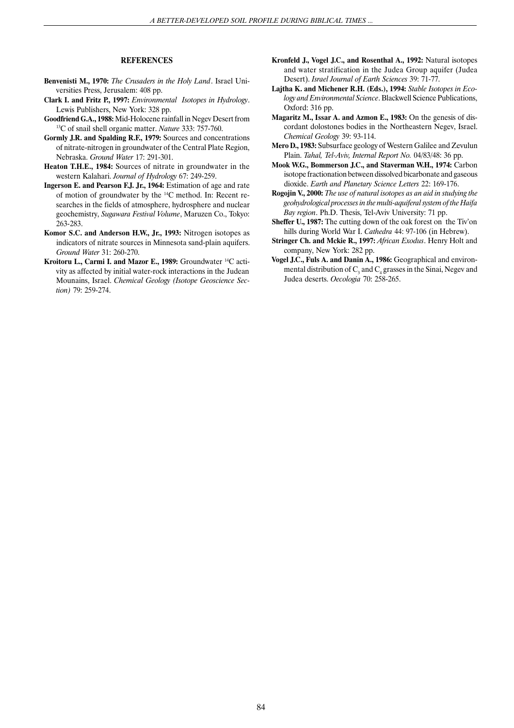## REFERENCES

**Benvenisti M., 1970:** *The Crusaders in the Holy Land*. Israel Universities Press, Jerusalem: 408 pp.

**Clark I. and Fritz P., 1997:** *Environmental Isotopes in Hydrology*. Lewis Publishers, New York: 328 pp.

**Goodfriend G.A., 1988:** Mid-Holocene rainfall in Negev Desert from $^{13}C$ of snail shell organic matter. *Nature* 333: 757-760.

**Gormly J.R. and Spalding R.F., 1979:** Sources and concentrations of nitrate-nitrogen in groundwater of the Central Plate Region, Nebraska. *Ground Water* 17: 291-301.

**Heaton T.H.E., 1984:** Sources of nitrate in groundwater in the western Kalahari. *Journal of Hydrology* 67: 249-259.

**Ingerson E. and Pearson F.J. Jr., 1964:** Estimation of age and rate of motion of groundwater by the $^{14}C$ method. In: Recent researches in the fields of atmosphere, hydrosphere and nuclear geochemistry, *Sugawara Festival Volume*, Maruzen Co., Tokyo: 263-283.

**Komor S.C. and Anderson H.W., Jr., 1993:** Nitrogen isotopes as indicators of nitrate sources in Minnesota sand-plain aquifers. *Ground Water* 31: 260-270.

**Kroitoru L., Carmi I. and Mazor E., 1989:** Groundwater $^{14}C$ activity as affected by initial water-rock interactions in the Judean Mounains, Israel. *Chemical Geology (Isotope Geoscience Section)* 79: 259-274.

**Kronfeld J., Vogel J.C., and Rosenthal A., 1992:** Natural isotopes and water stratification in the Judea Group aquifer (Judea Desert). *Israel Journal of Earth Sciences* 39: 71-77.

**Lajtha K. and Michener R.H. (Eds.), 1994:** *Stable Isotopes in Ecology and Environmental Science*. Blackwell Science Publications, Oxford: 316 pp.

**Magaritz M., Issar A. and Azmon E., 1983:** On the genesis of discordant dolostones bodies in the Northeastern Negev, Israel. *Chemical Geology* 39: 93-114.

**Mero D., 1983:** Subsurface geology of Western Galilee and Zevulun Plain. *Tahal, Tel-Aviv, Internal Report No.* 04/83/48: 36 pp.

**Mook W.G., Bommerson J.C., and Staverman W.H., 1974:** Carbon isotope fractionation between dissolved bicarbonate and gaseous dioxide. *Earth and Planetary Science Letters* 22: 169-176.

**Rogojin V., 2000:** *The use of natural isotopes as an aid in studying the geohydrological processes in the multi-aquiferal system of the Haifa Bay region*. Ph.D. Thesis, Tel-Aviv University: 71 pp.

**Sheffer U., 1987:** The cutting down of the oak forest on the Tiv'on hills during World War I. *Cathedra* 44: 97-106 (in Hebrew).

**Stringer Ch. and Mckie R., 1997:** *African Exodus*. Henry Holt and company, New York: 282 pp.

**Vogel J.C., Fuls A. and Danin A., 1986:** Geographical and environmental distribution of $C_3$ and $C_4$ grasses in the Sinai, Negev and Judea deserts. *Oecologia* 70: 258-265.